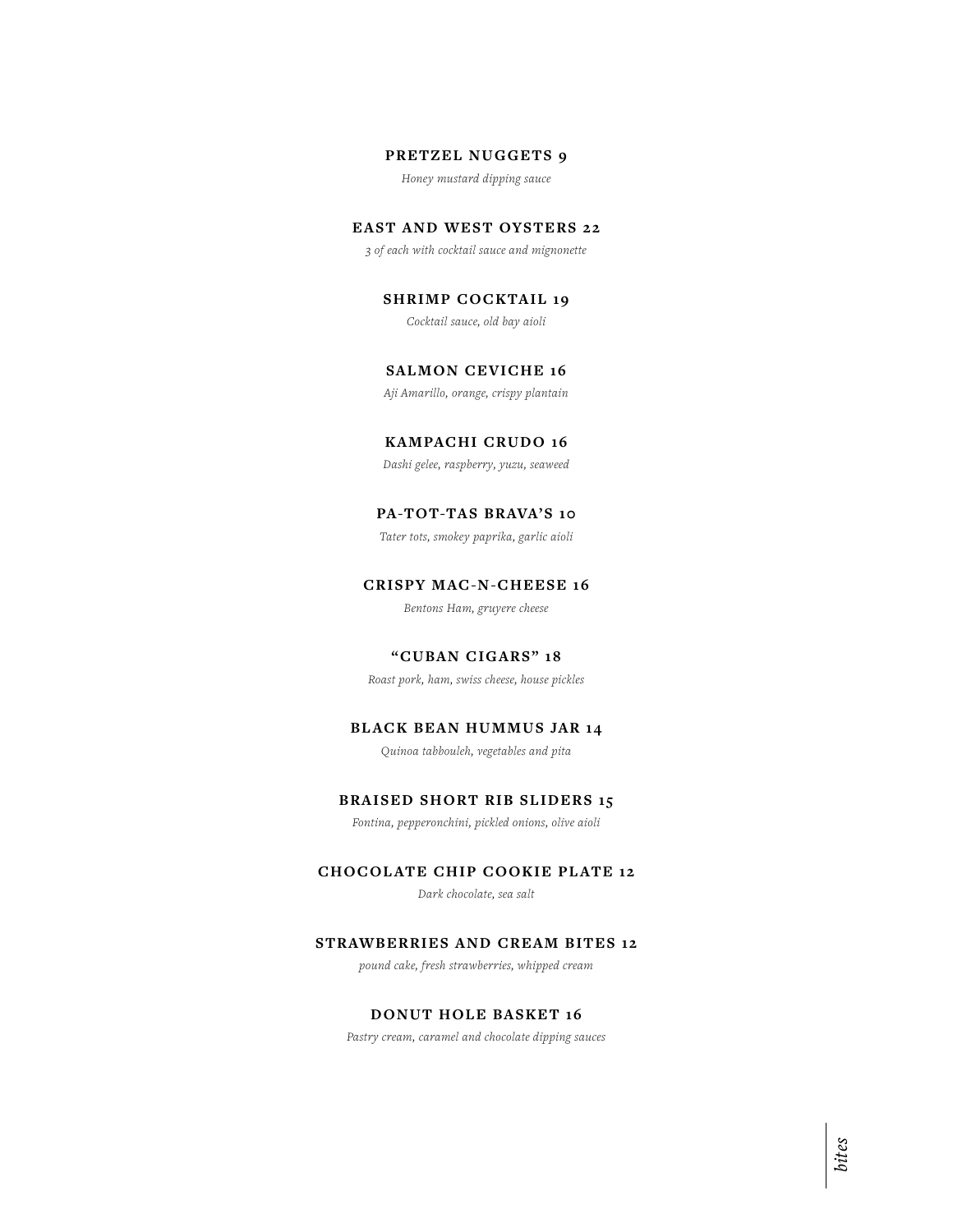**PRETZEL NUGGETS 9**

*Honey mustard dipping sauce*

**EAST AND WEST OYSTERS 22**

*3 of each with cocktail sauce and mignonette*

**SHRIMP COCKTAIL 19**

*Cocktail sauce, old bay aioli*

**SALMON CEVICHE 16**

*Aji Amarillo, orange, crispy plantain*

**KAMPACHI CRUDO 16**

*Dashi gelee, raspberry, yuzu, seaweed*

**PA-TOT-TAS BRAVA'S 10**

*Tater tots, smokey paprika, garlic aioli*

**CRISPY MAC-N-CHEESE 16**

*Bentons Ham, gruyere cheese*

**"CUBAN CIGARS" 18**

*Roast pork, ham, swiss cheese, house pickles*

**BLACK BEAN HUMMUS JAR 14**

*Quinoa tabbouleh, vegetables and pita*

**BRAISED SHORT RIB SLIDERS 15**

*Fontina, pepperonchini, pickled onions, olive aioli*

**CHOCOLATE CHIP COOKIE PLATE 12**

*Dark chocolate, sea salt*

**STRAWBERRIES AND CREAM BITES 12**

*pound cake, fresh strawberries, whipped cream*

**DONUT HOLE BASKET 16**

*Pastry cream, caramel and chocolate dipping sauces*

*bites*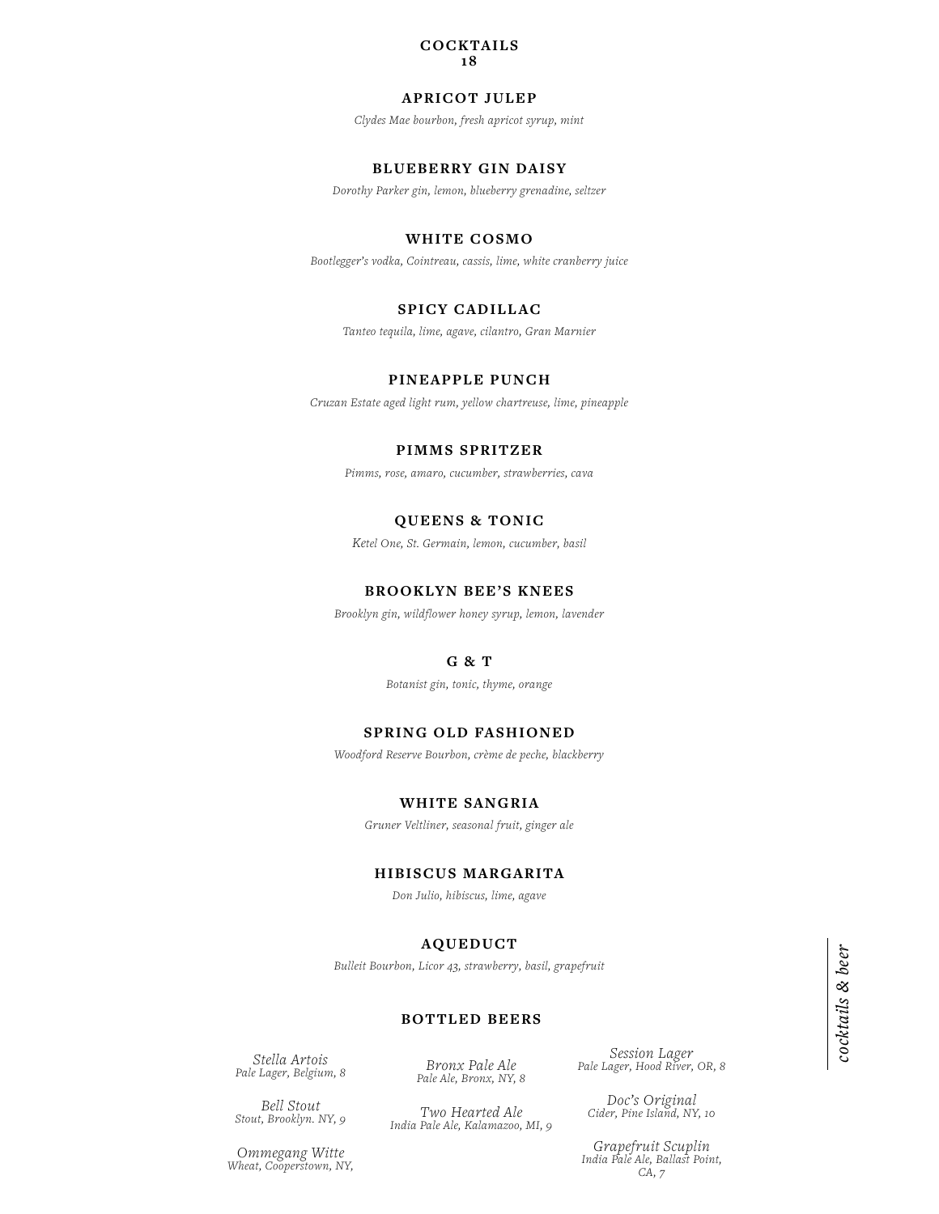## COCKTAILS
**18**

### APRICOT JULEP
*Clydes Mae bourbon, fresh apricot syrup, mint*

### BLUEBERRY GIN DAISY
*Dorothy Parker gin, lemon, blueberry grenadine, seltzer*

### WHITE COSMO
*Bootlegger's vodka, Cointreau, cassis, lime, white cranberry juice*

### SPICY CADILLAC
*Tanteo tequila, lime, agave, cilantro, Gran Marnier*

### PINEAPPLE PUNCH
*Cruzan Estate aged light rum, yellow chartreuse, lime, pineapple*

### PIMMS SPRITZER
*Pimms, rose, amaro, cucumber, strawberries, cava*

### QUEENS & TONIC
*Ketel One, St. Germain, lemon, cucumber, basil*

### BROOKLYN BEE'S KNEES
*Brooklyn gin, wildflower honey syrup, lemon, lavender*

### G & T
*Botanist gin, tonic, thyme, orange*

### SPRING OLD FASHIONED
*Woodford Reserve Bourbon, crème de peche, blackberry*

### WHITE SANGRIA
*Gruner Veltliner, seasonal fruit, ginger ale*

### HIBISCUS MARGARITA
*Don Julio, hibiscus, lime, agave*

### AQUEDUCT
*Bulleit Bourbon, Licor 43, strawberry, basil, grapefruit*

## BOTTLED BEERS

*Stella Artois*
*Pale Lager, Belgium, 8*

*Bell Stout*
*Stout, Brooklyn. NY, 9*

*Ommegang Witte*
*Wheat, Cooperstown, NY,*

*Bronx Pale Ale*
*Pale Ale, Bronx, NY, 8*

*Two Hearted Ale*
*India Pale Ale, Kalamazoo, MI, 9*

*Session Lager*
*Pale Lager, Hood River, OR, 8*

*Doc's Original*
*Cider, Pine Island, NY, 10*

*Grapefruit Scuplin*
*India Pale Ale, Ballast Point, CA, 7*

*cocktails & beer*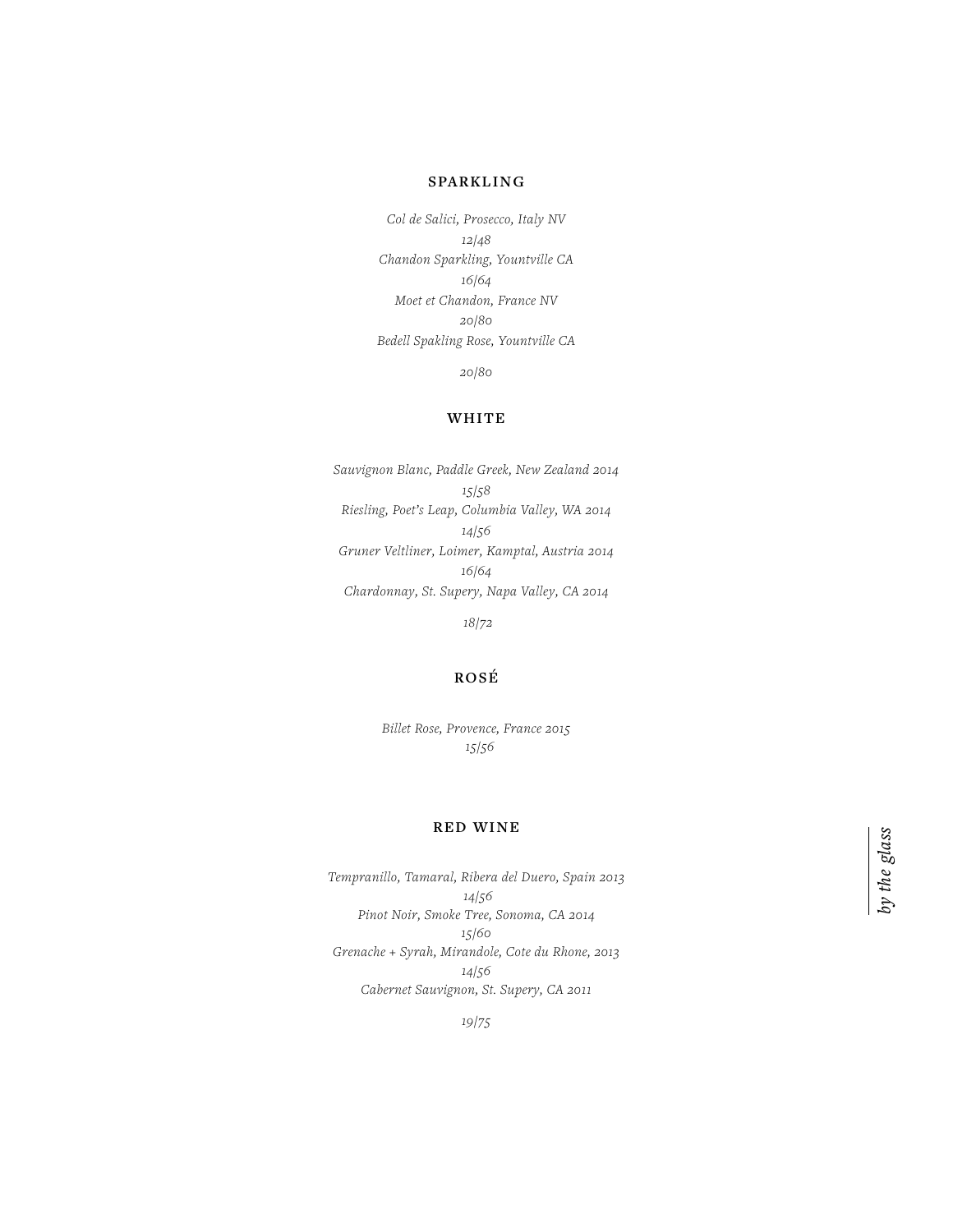## SPARKLING

*Col de Salici, Prosecco, Italy NV*
*12/48*
*Chandon Sparkling, Yountville CA*
*16/64*
*Moet et Chandon, France NV*
*20/80*
*Bedell Spakling Rose, Yountville CA*

*20/80*

## WHITE

*Sauvignon Blanc, Paddle Greek, New Zealand 2014*
*15/58*
*Riesling, Poet's Leap, Columbia Valley, WA 2014*
*14/56*
*Gruner Veltliner, Loimer, Kamptal, Austria 2014*
*16/64*
*Chardonnay, St. Supery, Napa Valley, CA 2014*

*18/72*

## ROSÉ

*Billet Rose, Provence, France 2015*
*15/56*

## RED WINE

*Tempranillo, Tamaral, Ribera del Duero, Spain 2013*
*14/56*
*Pinot Noir, Smoke Tree, Sonoma, CA 2014*
*15/60*
*Grenache + Syrah, Mirandole, Cote du Rhone, 2013*
*14/56*
*Cabernet Sauvignon, St. Supery, CA 2011*

*19/75*

*by the glass*